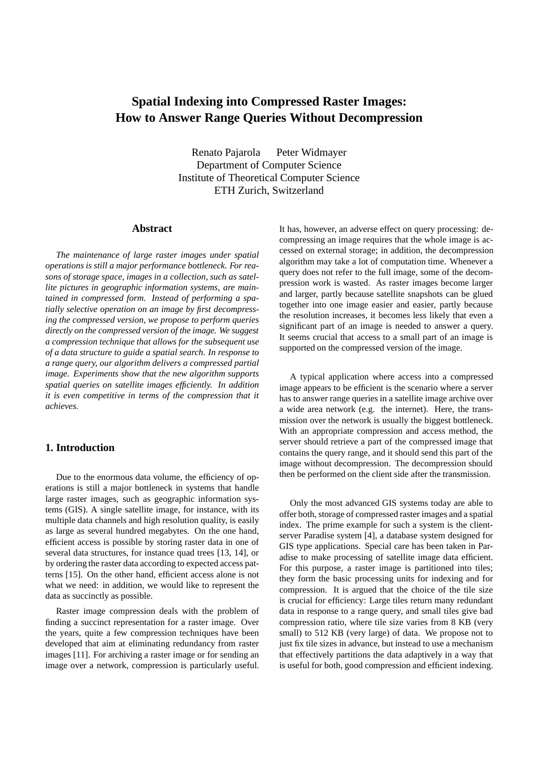# Spatial Indexing into Compressed Raster Images: How to Answer Range Queries Without Decompression

Renato Pajarola Peter Widmayer
Department of Computer Science
Institute of Theoretical Computer Science
ETH Zurich, Switzerland

## Abstract

*The maintenance of large raster images under spatial operations is still a major performance bottleneck. For reasons of storage space, images in a collection, such as satellite pictures in geographic information systems, are maintained in compressed form. Instead of performing a spatially selective operation on an image by first decompressing the compressed version, we propose to perform queries directly on the compressed version of the image. We suggest a compression technique that allows for the subsequent use of a data structure to guide a spatial search. In response to a range query, our algorithm delivers a compressed partial image. Experiments show that the new algorithm supports spatial queries on satellite images efficiently. In addition it is even competitive in terms of the compression that it achieves.*

## 1. Introduction

Due to the enormous data volume, the efficiency of operations is still a major bottleneck in systems that handle large raster images, such as geographic information systems (GIS). A single satellite image, for instance, with its multiple data channels and high resolution quality, is easily as large as several hundred megabytes. On the one hand, efficient access is possible by storing raster data in one of several data structures, for instance quad trees [13, 14], or by ordering the raster data according to expected access patterns [15]. On the other hand, efficient access alone is not what we need: in addition, we would like to represent the data as succinctly as possible.

Raster image compression deals with the problem of finding a succinct representation for a raster image. Over the years, quite a few compression techniques have been developed that aim at eliminating redundancy from raster images [11]. For archiving a raster image or for sending an image over a network, compression is particularly useful. It has, however, an adverse effect on query processing: decompressing an image requires that the whole image is accessed on external storage; in addition, the decompression algorithm may take a lot of computation time. Whenever a query does not refer to the full image, some of the decompression work is wasted. As raster images become larger and larger, partly because satellite snapshots can be glued together into one image easier and easier, partly because the resolution increases, it becomes less likely that even a significant part of an image is needed to answer a query. It seems crucial that access to a small part of an image is supported on the compressed version of the image.

A typical application where access into a compressed image appears to be efficient is the scenario where a server has to answer range queries in a satellite image archive over a wide area network (e.g. the internet). Here, the transmission over the network is usually the biggest bottleneck. With an appropriate compression and access method, the server should retrieve a part of the compressed image that contains the query range, and it should send this part of the image without decompression. The decompression should then be performed on the client side after the transmission.

Only the most advanced GIS systems today are able to offer both, storage of compressed raster images and a spatial index. The prime example for such a system is the client-server Paradise system [4], a database system designed for GIS type applications. Special care has been taken in Paradise to make processing of satellite image data efficient. For this purpose, a raster image is partitioned into tiles; they form the basic processing units for indexing and for compression. It is argued that the choice of the tile size is crucial for efficiency: Large tiles return many redundant data in response to a range query, and small tiles give bad compression ratio, where tile size varies from 8 KB (very small) to 512 KB (very large) of data. We propose not to just fix tile sizes in advance, but instead to use a mechanism that effectively partitions the data adaptively in a way that is useful for both, good compression and efficient indexing.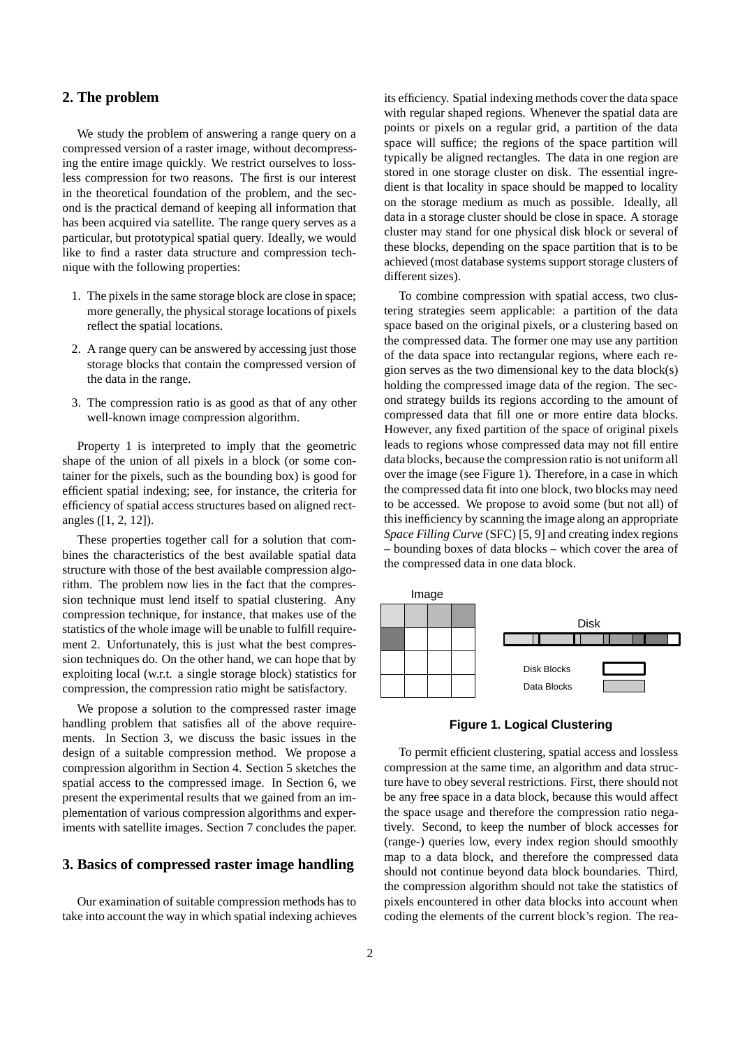## 2. The problem

We study the problem of answering a range query on a compressed version of a raster image, without decompressing the entire image quickly. We restrict ourselves to lossless compression for two reasons. The first is our interest in the theoretical foundation of the problem, and the second is the practical demand of keeping all information that has been acquired via satellite. The range query serves as a particular, but prototypical spatial query. Ideally, we would like to find a raster data structure and compression technique with the following properties:

1. The pixels in the same storage block are close in space; more generally, the physical storage locations of pixels reflect the spatial locations.
2. A range query can be answered by accessing just those storage blocks that contain the compressed version of the data in the range.
3. The compression ratio is as good as that of any other well-known image compression algorithm.

Property 1 is interpreted to imply that the geometric shape of the union of all pixels in a block (or some container for the pixels, such as the bounding box) is good for efficient spatial indexing; see, for instance, the criteria for efficiency of spatial access structures based on aligned rectangles ([1, 2, 12]).

These properties together call for a solution that combines the characteristics of the best available spatial data structure with those of the best available compression algorithm. The problem now lies in the fact that the compression technique must lend itself to spatial clustering. Any compression technique, for instance, that makes use of the statistics of the whole image will be unable to fulfill requirement 2. Unfortunately, this is just what the best compression techniques do. On the other hand, we can hope that by exploiting local (w.r.t. a single storage block) statistics for compression, the compression ratio might be satisfactory.

We propose a solution to the compressed raster image handling problem that satisfies all of the above requirements. In Section 3, we discuss the basic issues in the design of a suitable compression method. We propose a compression algorithm in Section 4. Section 5 sketches the spatial access to the compressed image. In Section 6, we present the experimental results that we gained from an implementation of various compression algorithms and experiments with satellite images. Section 7 concludes the paper.

## 3. Basics of compressed raster image handling

Our examination of suitable compression methods has to take into account the way in which spatial indexing achieves its efficiency. Spatial indexing methods cover the data space with regular shaped regions. Whenever the spatial data are points or pixels on a regular grid, a partition of the data space will suffice; the regions of the space partition will typically be aligned rectangles. The data in one region are stored in one storage cluster on disk. The essential ingredient is that locality in space should be mapped to locality on the storage medium as much as possible. Ideally, all data in a storage cluster should be close in space. A storage cluster may stand for one physical disk block or several of these blocks, depending on the space partition that is to be achieved (most database systems support storage clusters of different sizes).

To combine compression with spatial access, two clustering strategies seem applicable: a partition of the data space based on the original pixels, or a clustering based on the compressed data. The former one may use any partition of the data space into rectangular regions, where each region serves as the two dimensional key to the data block(s) holding the compressed image data of the region. The second strategy builds its regions according to the amount of compressed data that fill one or more entire data blocks. However, any fixed partition of the space of original pixels leads to regions whose compressed data may not fill entire data blocks, because the compression ratio is not uniform all over the image (see Figure 1). Therefore, in a case in which the compressed data fit into one block, two blocks may need to be accessed. We propose to avoid some (but not all) of this inefficiency by scanning the image along an appropriate *Space Filling Curve* (SFC) [5, 9] and creating index regions – bounding boxes of data blocks – which cover the area of the compressed data in one data block.

**Figure 1. Logical Clustering**

To permit efficient clustering, spatial access and lossless compression at the same time, an algorithm and data structure have to obey several restrictions. First, there should not be any free space in a data block, because this would affect the space usage and therefore the compression ratio negatively. Second, to keep the number of block accesses for (range-) queries low, every index region should smoothly map to a data block, and therefore the compressed data should not continue beyond data block boundaries. Third, the compression algorithm should not take the statistics of pixels encountered in other data blocks into account when coding the elements of the current block's region. The rea-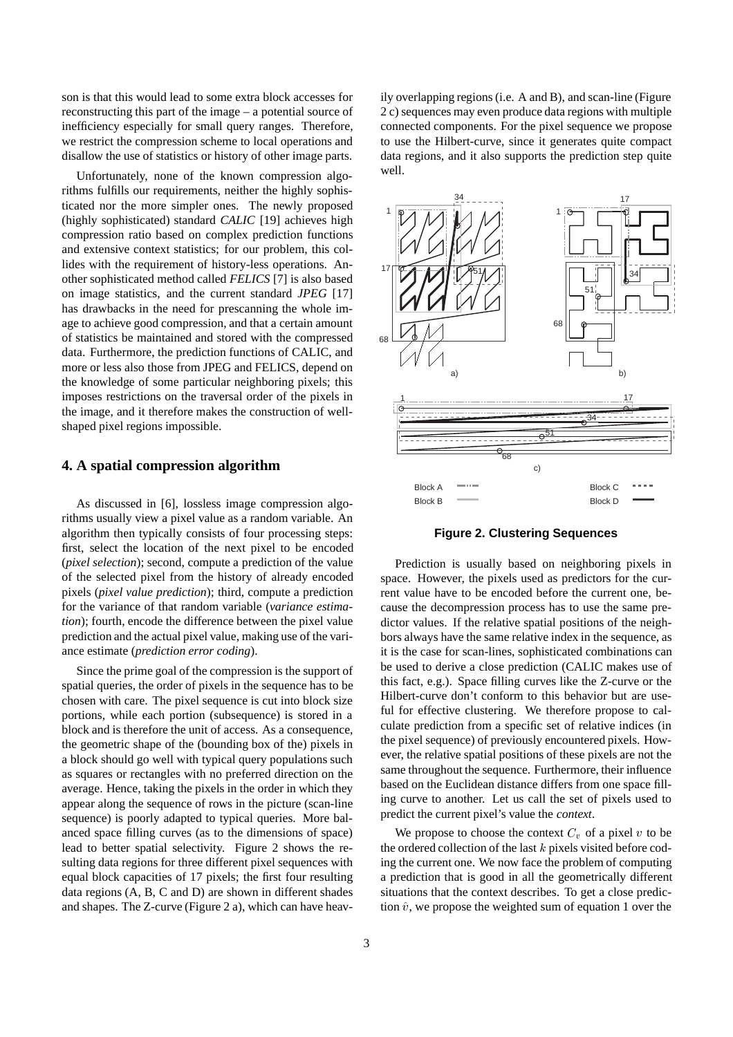son is that this would lead to some extra block accesses for reconstructing this part of the image – a potential source of inefficiency especially for small query ranges. Therefore, we restrict the compression scheme to local operations and disallow the use of statistics or history of other image parts.

Unfortunately, none of the known compression algorithms fulfills our requirements, neither the highly sophisticated nor the more simpler ones. The newly proposed (highly sophisticated) standard *CALIC* [19] achieves high compression ratio based on complex prediction functions and extensive context statistics; for our problem, this collides with the requirement of history-less operations. Another sophisticated method called *FELICS* [7] is also based on image statistics, and the current standard *JPEG* [17] has drawbacks in the need for prescanning the whole image to achieve good compression, and that a certain amount of statistics be maintained and stored with the compressed data. Furthermore, the prediction functions of CALIC, and more or less also those from JPEG and FELICS, depend on the knowledge of some particular neighboring pixels; this imposes restrictions on the traversal order of the pixels in the image, and it therefore makes the construction of well-shaped pixel regions impossible.

## 4. A spatial compression algorithm

As discussed in [6], lossless image compression algorithms usually view a pixel value as a random variable. An algorithm then typically consists of four processing steps: first, select the location of the next pixel to be encoded (*pixel selection*); second, compute a prediction of the value of the selected pixel from the history of already encoded pixels (*pixel value prediction*); third, compute a prediction for the variance of that random variable (*variance estimation*); fourth, encode the difference between the pixel value prediction and the actual pixel value, making use of the variance estimate (*prediction error coding*).

Since the prime goal of the compression is the support of spatial queries, the order of pixels in the sequence has to be chosen with care. The pixel sequence is cut into block size portions, while each portion (subsequence) is stored in a block and is therefore the unit of access. As a consequence, the geometric shape of the (bounding box of the) pixels in a block should go well with typical query populations such as squares or rectangles with no preferred direction on the average. Hence, taking the pixels in the order in which they appear along the sequence of rows in the picture (scan-line sequence) is poorly adapted to typical queries. More balanced space filling curves (as to the dimensions of space) lead to better spatial selectivity. Figure 2 shows the resulting data regions for three different pixel sequences with equal block capacities of 17 pixels; the first four resulting data regions (A, B, C and D) are shown in different shades and shapes. The Z-curve (Figure 2 a), which can have heavily overlapping regions (i.e. A and B), and scan-line (Figure 2 c) sequences may even produce data regions with multiple connected components. For the pixel sequence we propose to use the Hilbert-curve, since it generates quite compact data regions, and it also supports the prediction step quite well.

**Figure 2. Clustering Sequences**

Prediction is usually based on neighboring pixels in space. However, the pixels used as predictors for the current value have to be encoded before the current one, because the decompression process has to use the same predictor values. If the relative spatial positions of the neighbors always have the same relative index in the sequence, as it is the case for scan-lines, sophisticated combinations can be used to derive a close prediction (CALIC makes use of this fact, e.g.). Space filling curves like the Z-curve or the Hilbert-curve don't conform to this behavior but are useful for effective clustering. We therefore propose to calculate prediction from a specific set of relative indices (in the pixel sequence) of previously encountered pixels. However, the relative spatial positions of these pixels are not the same throughout the sequence. Furthermore, their influence based on the Euclidean distance differs from one space filling curve to another. Let us call the set of pixels used to predict the current pixel's value the *context*.

We propose to choose the context $C_v$ of a pixel $v$ to be the ordered collection of the last $k$ pixels visited before coding the current one. We now face the problem of computing a prediction that is good in all the geometrically different situations that the context describes. To get a close prediction $\hat{v}$, we propose the weighted sum of equation 1 over the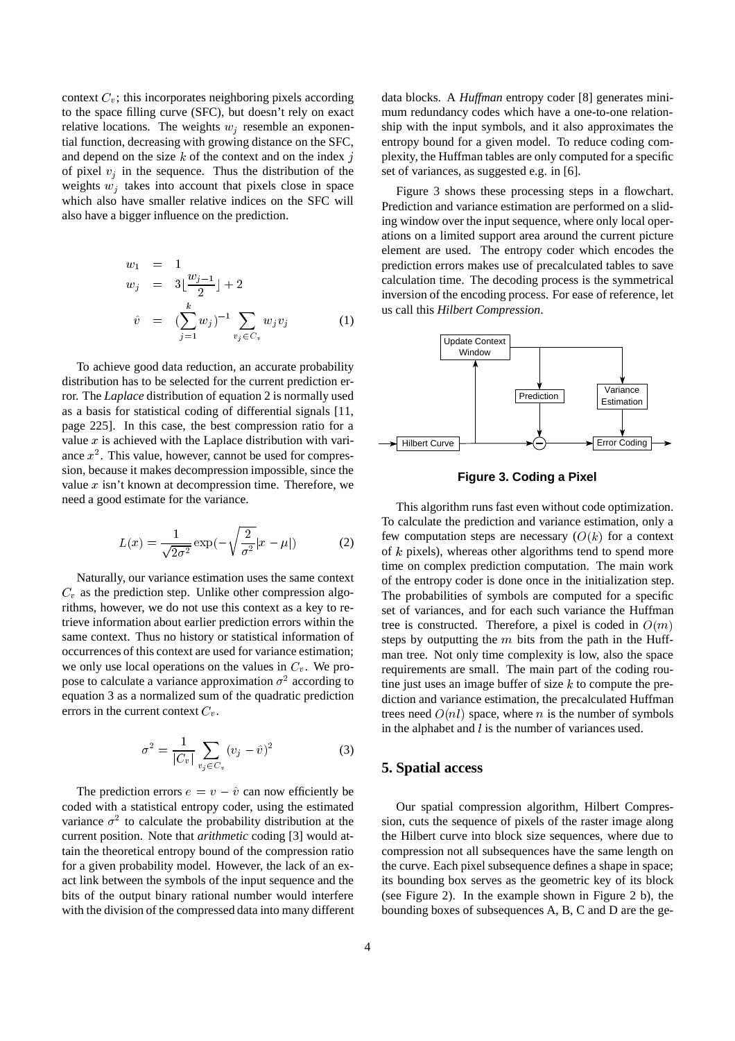context $C_v$; this incorporates neighboring pixels according to the space filling curve (SFC), but doesn't rely on exact relative locations. The weights $w_j$ resemble an exponential function, decreasing with growing distance on the SFC, and depend on the size $k$ of the context and on the index $j$ of pixel $v_j$ in the sequence. Thus the distribution of the weights $w_j$ takes into account that pixels close in space which also have smaller relative indices on the SFC will also have a bigger influence on the prediction.

$$
\begin{aligned}
w_1 &= 1 \\
w_j &= 3\lfloor \frac{w_{j-1}}{2} \rfloor + 2 \\
\hat{v} &= (\sum_{j=1}^{k} w_j)^{-1} \sum_{v_j \in C_v} w_j v_j
\end{aligned}
\tag{1}
$$

To achieve good data reduction, an accurate probability distribution has to be selected for the current prediction error. The *Laplace* distribution of equation 2 is normally used as a basis for statistical coding of differential signals [11, page 225]. In this case, the best compression ratio for a value $x$ is achieved with the Laplace distribution with variance $x^2$. This value, however, cannot be used for compression, because it makes decompression impossible, since the value $x$ isn't known at decompression time. Therefore, we need a good estimate for the variance.

$$
L(x) = \frac{1}{\sqrt{2\sigma^2}} \exp(-\sqrt{\frac{2}{\sigma^2}}|x - \mu|) \tag{2}
$$

Naturally, our variance estimation uses the same context $C_v$ as the prediction step. Unlike other compression algorithms, however, we do not use this context as a key to retrieve information about earlier prediction errors within the same context. Thus no history or statistical information of occurrences of this context are used for variance estimation; we only use local operations on the values in $C_v$. We propose to calculate a variance approximation $\sigma^2$ according to equation 3 as a normalized sum of the quadratic prediction errors in the current context $C_v$.

$$
\sigma^2 = \frac{1}{|C_v|} \sum_{v_j \in C_v} (v_j - \hat{v})^2 \tag{3}
$$

The prediction errors $e = v - \hat{v}$ can now efficiently be coded with a statistical entropy coder, using the estimated variance $\sigma^2$ to calculate the probability distribution at the current position. Note that *arithmetic* coding [3] would attain the theoretical entropy bound of the compression ratio for a given probability model. However, the lack of an exact link between the symbols of the input sequence and the bits of the output binary rational number would interfere with the division of the compressed data into many different data blocks. A *Huffman* entropy coder [8] generates minimum redundancy codes which have a one-to-one relationship with the input symbols, and it also approximates the entropy bound for a given model. To reduce coding complexity, the Huffman tables are only computed for a specific set of variances, as suggested e.g. in [6].

Figure 3 shows these processing steps in a flowchart. Prediction and variance estimation are performed on a sliding window over the input sequence, where only local operations on a limited support area around the current picture element are used. The entropy coder which encodes the prediction errors makes use of precalculated tables to save calculation time. The decoding process is the symmetrical inversion of the encoding process. For ease of reference, let us call this *Hilbert Compression*.

**Figure 3. Coding a Pixel**

This algorithm runs fast even without code optimization. To calculate the prediction and variance estimation, only a few computation steps are necessary ($O(k)$ for a context of $k$ pixels), whereas other algorithms tend to spend more time on complex prediction computation. The main work of the entropy coder is done once in the initialization step. The probabilities of symbols are computed for a specific set of variances, and for each such variance the Huffman tree is constructed. Therefore, a pixel is coded in $O(m)$ steps by outputting the $m$ bits from the path in the Huffman tree. Not only time complexity is low, also the space requirements are small. The main part of the coding routine just uses an image buffer of size $k$ to compute the prediction and variance estimation, the precalculated Huffman trees need $O(nl)$ space, where $n$ is the number of symbols in the alphabet and $l$ is the number of variances used.

## 5. Spatial access

Our spatial compression algorithm, Hilbert Compression, cuts the sequence of pixels of the raster image along the Hilbert curve into block size sequences, where due to compression not all subsequences have the same length on the curve. Each pixel subsequence defines a shape in space; its bounding box serves as the geometric key of its block (see Figure 2). In the example shown in Figure 2 b), the bounding boxes of subsequences A, B, C and D are the ge-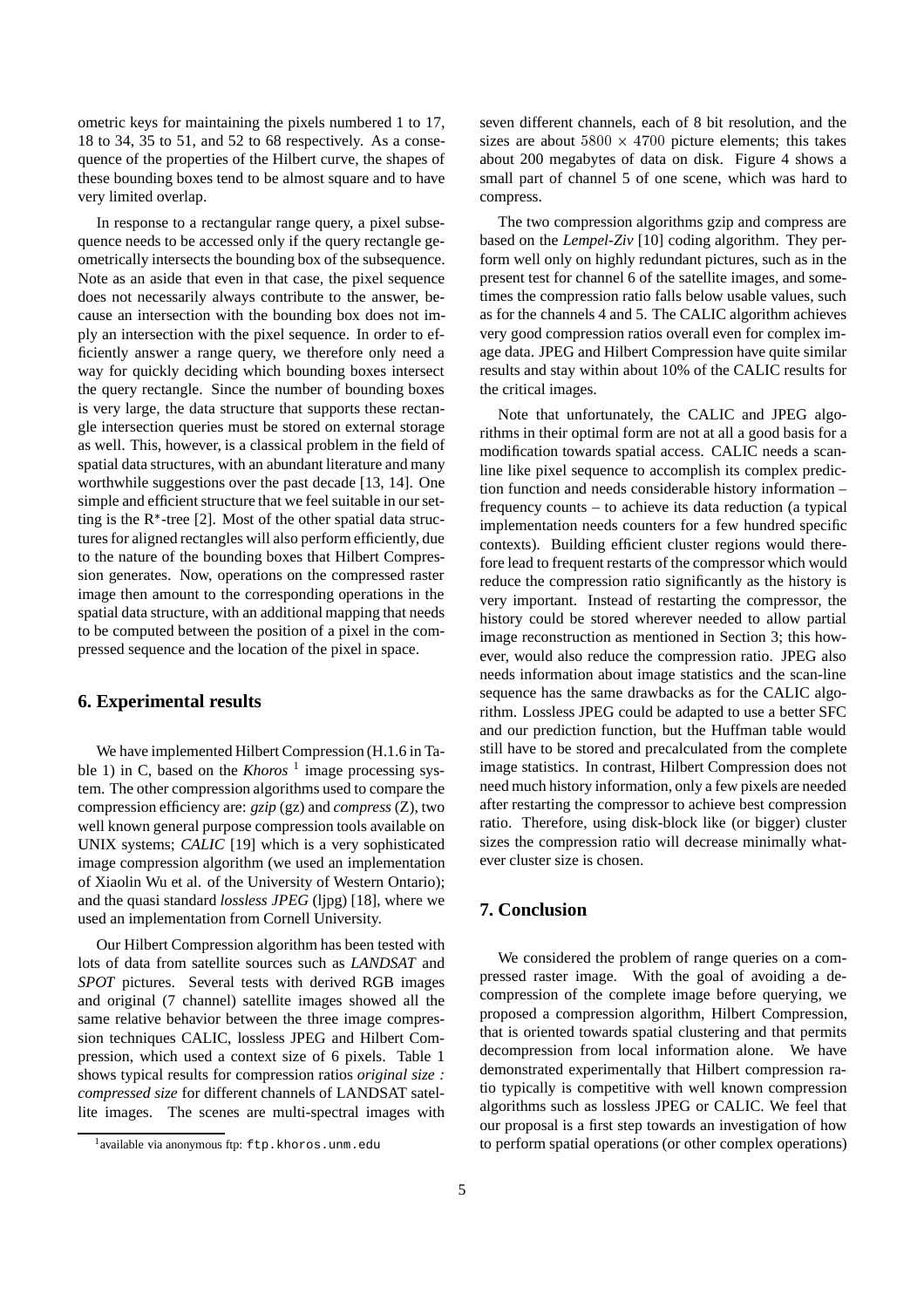ometric keys for maintaining the pixels numbered 1 to 17, 18 to 34, 35 to 51, and 52 to 68 respectively. As a consequence of the properties of the Hilbert curve, the shapes of these bounding boxes tend to be almost square and to have very limited overlap.

In response to a rectangular range query, a pixel subsequence needs to be accessed only if the query rectangle geometrically intersects the bounding box of the subsequence. Note as an aside that even in that case, the pixel sequence does not necessarily always contribute to the answer, because an intersection with the bounding box does not imply an intersection with the pixel sequence. In order to efficiently answer a range query, we therefore only need a way for quickly deciding which bounding boxes intersect the query rectangle. Since the number of bounding boxes is very large, the data structure that supports these rectangle intersection queries must be stored on external storage as well. This, however, is a classical problem in the field of spatial data structures, with an abundant literature and many worthwhile suggestions over the past decade [13, 14]. One simple and efficient structure that we feel suitable in our setting is the R*-tree [2]. Most of the other spatial data structures for aligned rectangles will also perform efficiently, due to the nature of the bounding boxes that Hilbert Compression generates. Now, operations on the compressed raster image then amount to the corresponding operations in the spatial data structure, with an additional mapping that needs to be computed between the position of a pixel in the compressed sequence and the location of the pixel in space.

## 6. Experimental results

We have implemented Hilbert Compression (H.1.6 in Table 1) in C, based on the *Khoros* [1] image processing system. The other compression algorithms used to compare the compression efficiency are: *gzip* (gz) and *compress* (Z), two well known general purpose compression tools available on UNIX systems; *CALIC* [19] which is a very sophisticated image compression algorithm (we used an implementation of Xiaolin Wu et al. of the University of Western Ontario); and the quasi standard *lossless JPEG* (ljpg) [18], where we used an implementation from Cornell University.

Our Hilbert Compression algorithm has been tested with lots of data from satellite sources such as *LANDSAT* and *SPOT* pictures. Several tests with derived RGB images and original (7 channel) satellite images showed all the same relative behavior between the three image compression techniques CALIC, lossless JPEG and Hilbert Compression, which used a context size of 6 pixels. Table 1 shows typical results for compression ratios *original size : compressed size* for different channels of LANDSAT satellite images. The scenes are multi-spectral images with seven different channels, each of 8 bit resolution, and the sizes are about $5800 \times 4700$ picture elements; this takes about 200 megabytes of data on disk. Figure 4 shows a small part of channel 5 of one scene, which was hard to compress.

The two compression algorithms gzip and compress are based on the *Lempel-Ziv* [10] coding algorithm. They perform well only on highly redundant pictures, such as in the present test for channel 6 of the satellite images, and sometimes the compression ratio falls below usable values, such as for the channels 4 and 5. The CALIC algorithm achieves very good compression ratios overall even for complex image data. JPEG and Hilbert Compression have quite similar results and stay within about 10% of the CALIC results for the critical images.

Note that unfortunately, the CALIC and JPEG algorithms in their optimal form are not at all a good basis for a modification towards spatial access. CALIC needs a scanline like pixel sequence to accomplish its complex prediction function and needs considerable history information – frequency counts – to achieve its data reduction (a typical implementation needs counters for a few hundred specific contexts). Building efficient cluster regions would therefore lead to frequent restarts of the compressor which would reduce the compression ratio significantly as the history is very important. Instead of restarting the compressor, the history could be stored wherever needed to allow partial image reconstruction as mentioned in Section 3; this however, would also reduce the compression ratio. JPEG also needs information about image statistics and the scan-line sequence has the same drawbacks as for the CALIC algorithm. Lossless JPEG could be adapted to use a better SFC and our prediction function, but the Huffman table would still have to be stored and precalculated from the complete image statistics. In contrast, Hilbert Compression does not need much history information, only a few pixels are needed after restarting the compressor to achieve best compression ratio. Therefore, using disk-block like (or bigger) cluster sizes the compression ratio will decrease minimally whatever cluster size is chosen.

## 7. Conclusion

We considered the problem of range queries on a compressed raster image. With the goal of avoiding a decompression of the complete image before querying, we proposed a compression algorithm, Hilbert Compression, that is oriented towards spatial clustering and that permits decompression from local information alone. We have demonstrated experimentally that Hilbert compression ratio typically is competitive with well known compression algorithms such as lossless JPEG or CALIC. We feel that our proposal is a first step towards an investigation of how to perform spatial operations (or other complex operations)

[1] available via anonymous ftp: `ftp.khoros.unm.edu`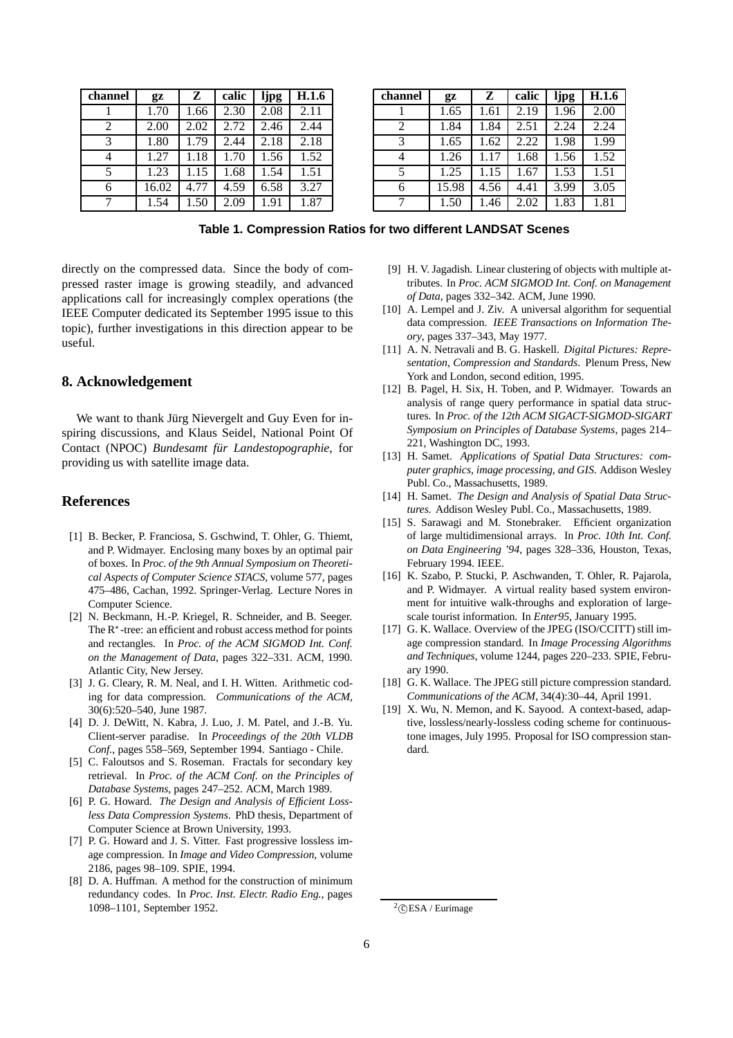| channel | gz | Z | calic | ljpg | H.1.6 |
|---|---|---|---|---|---|
| 1 | 1.70 | 1.66 | 2.30 | 2.08 | 2.11 |
| 2 | 2.00 | 2.02 | 2.72 | 2.46 | 2.44 |
| 3 | 1.80 | 1.79 | 2.44 | 2.18 | 2.18 |
| 4 | 1.27 | 1.18 | 1.70 | 1.56 | 1.52 |
| 5 | 1.23 | 1.15 | 1.68 | 1.54 | 1.51 |
| 6 | 16.02 | 4.77 | 4.59 | 6.58 | 3.27 |
| 7 | 1.54 | 1.50 | 2.09 | 1.91 | 1.87 |

| channel | gz | Z | calic | ljpg | H.1.6 |
|---|---|---|---|---|---|
| 1 | 1.65 | 1.61 | 2.19 | 1.96 | 2.00 |
| 2 | 1.84 | 1.84 | 2.51 | 2.24 | 2.24 |
| 3 | 1.65 | 1.62 | 2.22 | 1.98 | 1.99 |
| 4 | 1.26 | 1.17 | 1.68 | 1.56 | 1.52 |
| 5 | 1.25 | 1.15 | 1.67 | 1.53 | 1.51 |
| 6 | 15.98 | 4.56 | 4.41 | 3.99 | 3.05 |
| 7 | 1.50 | 1.46 | 2.02 | 1.83 | 1.81 |

**Table 1. Compression Ratios for two different LANDSAT Scenes**

directly on the compressed data. Since the body of compressed raster image is growing steadily, and advanced applications call for increasingly complex operations (the IEEE Computer dedicated its September 1995 issue to this topic), further investigations in this direction appear to be useful.

## 8. Acknowledgement

We want to thank Jürg Nievergelt and Guy Even for inspiring discussions, and Klaus Seidel, National Point Of Contact (NPOC) *Bundesamt für Landestopographie*, for providing us with satellite image data.

## References

[1] B. Becker, P. Franciosa, S. Gschwind, T. Ohler, G. Thiemt, and P. Widmayer. Enclosing many boxes by an optimal pair of boxes. In *Proc. of the 9th Annual Symposium on Theoretical Aspects of Computer Science STACS*, volume 577, pages 475–486, Cachan, 1992. Springer-Verlag. Lecture Nores in Computer Science.

[2] N. Beckmann, H.-P. Kriegel, R. Schneider, and B. Seeger. The R$^*$-tree: an efficient and robust access method for points and rectangles. In *Proc. of the ACM SIGMOD Int. Conf. on the Management of Data*, pages 322–331. ACM, 1990. Atlantic City, New Jersey.

[3] J. G. Cleary, R. M. Neal, and I. H. Witten. Arithmetic coding for data compression. *Communications of the ACM*, 30(6):520–540, June 1987.

[4] D. J. DeWitt, N. Kabra, J. Luo, J. M. Patel, and J.-B. Yu. Client-server paradise. In *Proceedings of the 20th VLDB Conf.*, pages 558–569, September 1994. Santiago - Chile.

[5] C. Faloutsos and S. Roseman. Fractals for secondary key retrieval. In *Proc. of the ACM Conf. on the Principles of Database Systems*, pages 247–252. ACM, March 1989.

[6] P. G. Howard. *The Design and Analysis of Efficient Lossless Data Compression Systems*. PhD thesis, Department of Computer Science at Brown University, 1993.

[7] P. G. Howard and J. S. Vitter. Fast progressive lossless image compression. In *Image and Video Compression*, volume 2186, pages 98–109. SPIE, 1994.

[8] D. A. Huffman. A method for the construction of minimum redundancy codes. In *Proc. Inst. Electr. Radio Eng.*, pages 1098–1101, September 1952.

[9] H. V. Jagadish. Linear clustering of objects with multiple attributes. In *Proc. ACM SIGMOD Int. Conf. on Management of Data*, pages 332–342. ACM, June 1990.

[10] A. Lempel and J. Ziv. A universal algorithm for sequential data compression. *IEEE Transactions on Information Theory*, pages 337–343, May 1977.

[11] A. N. Netravali and B. G. Haskell. *Digital Pictures: Representation, Compression and Standards*. Plenum Press, New York and London, second edition, 1995.

[12] B. Pagel, H. Six, H. Toben, and P. Widmayer. Towards an analysis of range query performance in spatial data structures. In *Proc. of the 12th ACM SIGACT-SIGMOD-SIGART Symposium on Principles of Database Systems*, pages 214–221, Washington DC, 1993.

[13] H. Samet. *Applications of Spatial Data Structures: computer graphics, image processing, and GIS*. Addison Wesley Publ. Co., Massachusetts, 1989.

[14] H. Samet. *The Design and Analysis of Spatial Data Structures*. Addison Wesley Publ. Co., Massachusetts, 1989.

[15] S. Sarawagi and M. Stonebraker. Efficient organization of large multidimensional arrays. In *Proc. 10th Int. Conf. on Data Engineering '94*, pages 328–336, Houston, Texas, February 1994. IEEE.

[16] K. Szabo, P. Stucki, P. Aschwanden, T. Ohler, R. Pajarola, and P. Widmayer. A virtual reality based system environment for intuitive walk-throughs and exploration of large-scale tourist information. In *Enter95*, January 1995.

[17] G. K. Wallace. Overview of the JPEG (ISO/CCITT) still image compression standard. In *Image Processing Algorithms and Techniques*, volume 1244, pages 220–233. SPIE, February 1990.

[18] G. K. Wallace. The JPEG still picture compression standard. *Communications of the ACM*, 34(4):30–44, April 1991.

[19] X. Wu, N. Memon, and K. Sayood. A context-based, adaptive, lossless/nearly-lossless coding scheme for continuous-tone images, July 1995. Proposal for ISO compression standard.

[2] ©ESA / Eurimage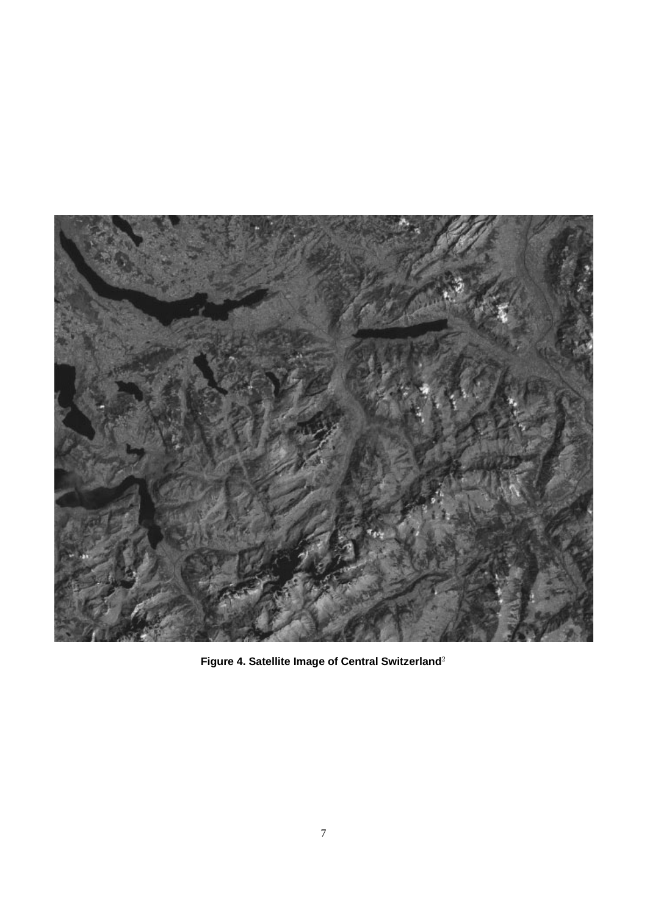**Figure 4. Satellite Image of Central Switzerland**[2]